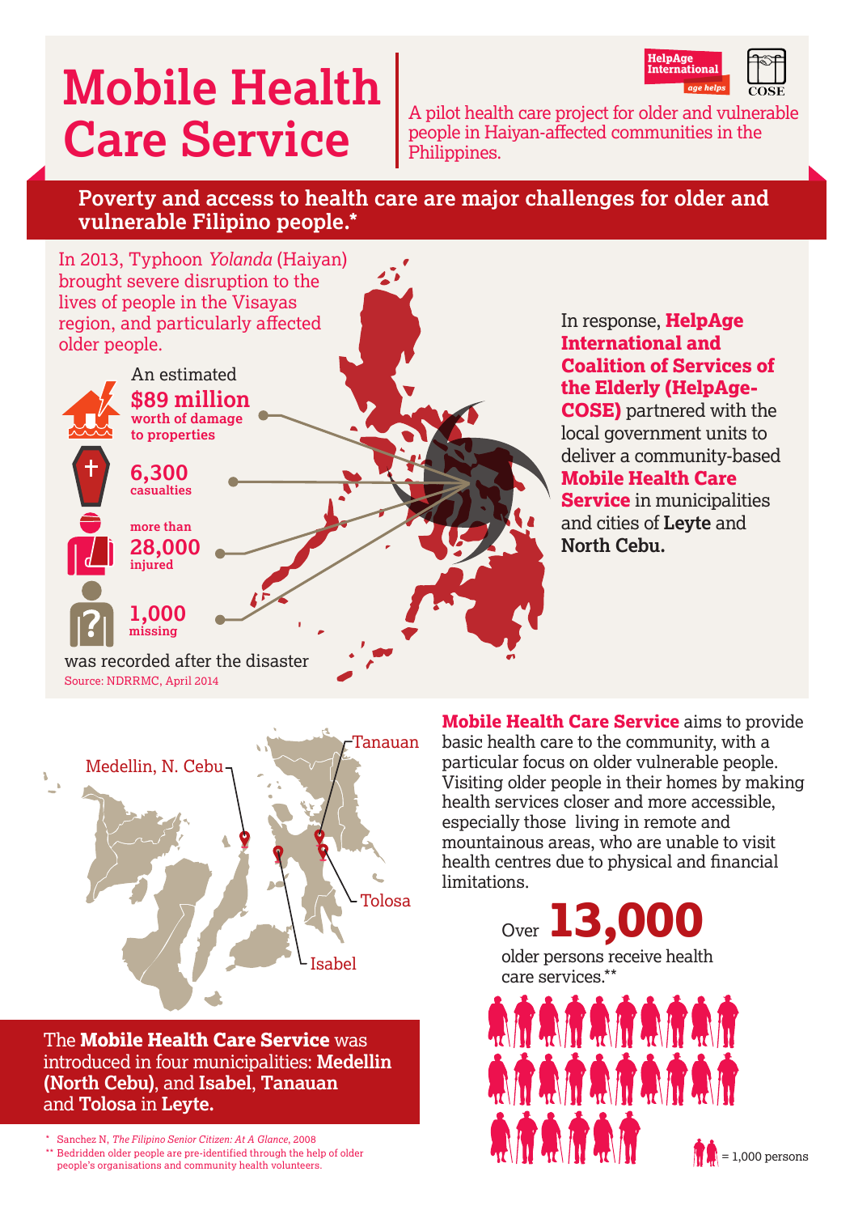# Mobile Health Care Service

HelpAge International age helps

COSE

A pilot health care project for older and vulnerable people in Haiyan-affected communities in the Philippines.

## Poverty and access to health care are major challenges for older and vulnerable Filipino people.*

In 2013, Typhoon *Yolanda* (Haiyan) brought severe disruption to the lives of people in the Visayas region, and particularly affected older people.

An estimated **$89 million** **worth of damage to properties**

**6,300** **casualties**

**more than 28,000 injured**

**1,000 missing**

was recorded after the disaster

Source: NDRRMC, April 2014

In response, **HelpAge International and Coalition of Services of the Elderly (HelpAge-COSE)** partnered with the local government units to deliver a community-based **Mobile Health Care Service** in municipalities and cities of **Leyte** and **North Cebu.**

Medellin, N. Cebu

Tanauan

Tolosa

Isabel

The **Mobile Health Care Service** was introduced in four municipalities: **Medellin (North Cebu)**, and **Isabel**, **Tanauan** and **Tolosa** in **Leyte.**

**Mobile Health Care Service** aims to provide basic health care to the community, with a particular focus on older vulnerable people. Visiting older people in their homes by making health services closer and more accessible, especially those living in remote and mountainous areas, who are unable to visit health centres due to physical and financial limitations.

Over **13,000** older persons receive health care services.**

= 1,000 persons

\* Sanchez N, *The Filipino Senior Citizen: At A Glance*, 2008

\** Bedridden older people are pre-identified through the help of older people's organisations and community health volunteers.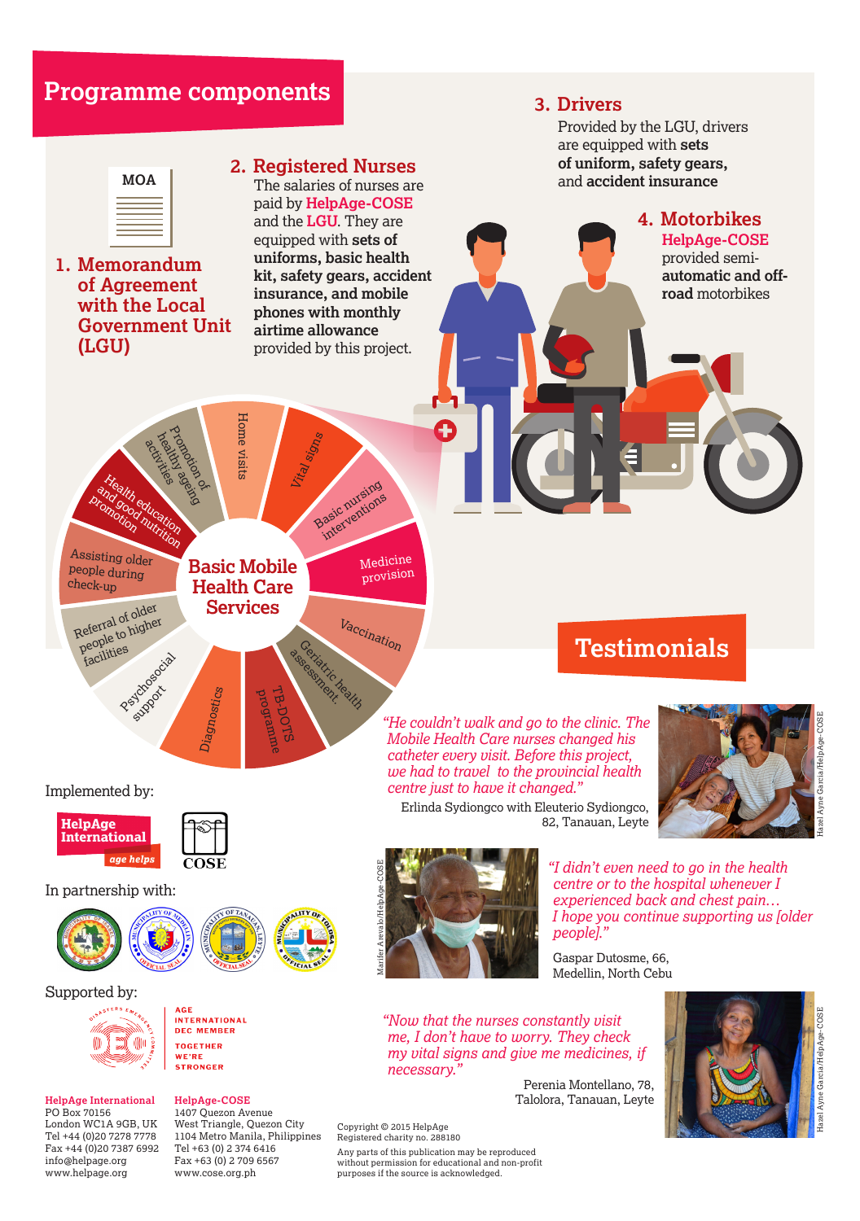# Programme components

## 1. Memorandum of Agreement with the Local Government Unit (LGU)

MOA

## 2. Registered Nurses

The salaries of nurses are paid by **HelpAge-COSE** and the **LGU**. They are equipped with **sets of uniforms, basic health kit, safety gears, accident insurance, and mobile phones with monthly airtime allowance** provided by this project.

## 3. Drivers

Provided by the LGU, drivers are equipped with **sets of uniform, safety gears,** and **accident insurance**

## 4. Motorbikes

**HelpAge-COSE** provided semi-**automatic and off-road** motorbikes

### Basic Mobile Health Care Services

- Home visits
- Vital signs
- Basic nursing interventions
- Medicine provision
- Vaccination
- Geriatric health assessment
- TB-DOTS programme
- Diagnostics
- Psychosocial support
- Referral of older people to higher facilities
- Assisting older people during check-up
- Health education and good nutrition promotion
- Promotion of healthy ageing activities

## Testimonials

*"He couldn't walk and go to the clinic. The Mobile Health Care nurses changed his catheter every visit. Before this project, we had to travel to the provincial health centre just to have it changed."*

Erlinda Sydiongco with Eleuterio Sydiongco, 82, Tanauan, Leyte

Hazel Ayne Garcia/HelpAge-COSE

*"I didn't even need to go in the health centre or to the hospital whenever I experienced back and chest pain… I hope you continue supporting us [older people]."*

Gaspar Dutosme, 66, Medellin, North Cebu

Marifer Arevalo/HelpAge-COSE

*"Now that the nurses constantly visit me, I don't have to worry. They check my vital signs and give me medicines, if necessary."*

Perenia Montellano, 78, Talolora, Tanauan, Leyte

Hazel Ayne Garcia/HelpAge-COSE

Implemented by:

HelpAge International *age helps*

COSE

In partnership with:

Supported by:

AGE INTERNATIONAL DEC MEMBER

TOGETHER WE'RE STRONGER

**HelpAge International**
PO Box 70156
London WC1A 9GB, UK
Tel +44 (0)20 7278 7778
Fax +44 (0)20 7387 6992
info@helpage.org
www.helpage.org

**HelpAge-COSE**
1407 Quezon Avenue
West Triangle, Quezon City
1104 Metro Manila, Philippines
Tel +63 (0) 2 374 6416
Fax +63 (0) 2 709 6567
www.cose.org.ph

Copyright © 2015 HelpAge
Registered charity no. 288180

Any parts of this publication may be reproduced without permission for educational and non-profit purposes if the source is acknowledged.